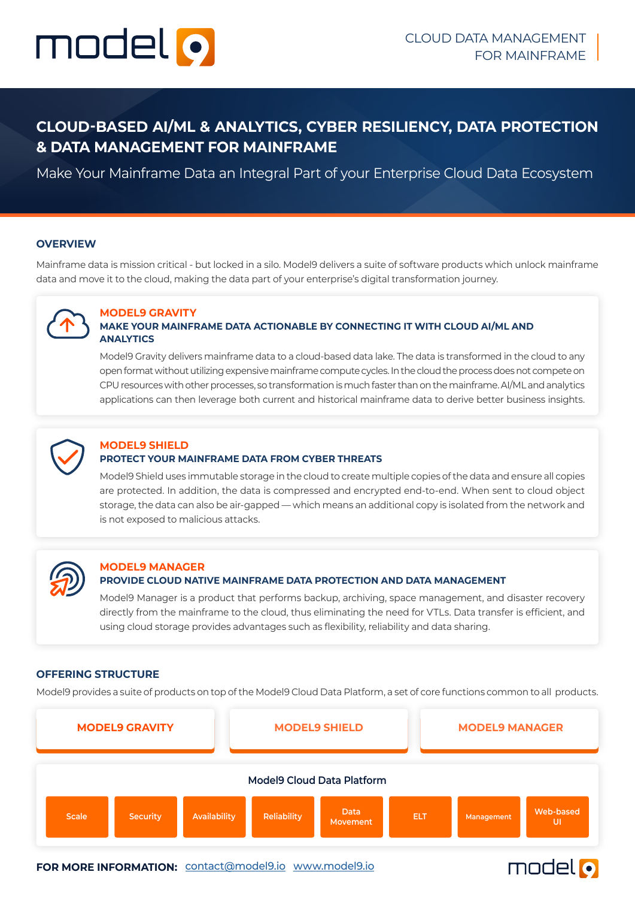model9

CLOUD DATA MANAGEMENT FOR MAINFRAME

# CLOUD-BASED AI/ML & ANALYTICS, CYBER RESILIENCY, DATA PROTECTION & DATA MANAGEMENT FOR MAINFRAME

Make Your Mainframe Data an Integral Part of your Enterprise Cloud Data Ecosystem

## OVERVIEW

Mainframe data is mission critical - but locked in a silo. Model9 delivers a suite of software products which unlock mainframe data and move it to the cloud, making the data part of your enterprise's digital transformation journey.

### MODEL9 GRAVITY

**MAKE YOUR MAINFRAME DATA ACTIONABLE BY CONNECTING IT WITH CLOUD AI/ML AND ANALYTICS**

Model9 Gravity delivers mainframe data to a cloud-based data lake. The data is transformed in the cloud to any open format without utilizing expensive mainframe compute cycles. In the cloud the process does not compete on CPU resources with other processes, so transformation is much faster than on the mainframe. AI/ML and analytics applications can then leverage both current and historical mainframe data to derive better business insights.

### MODEL9 SHIELD

**PROTECT YOUR MAINFRAME DATA FROM CYBER THREATS**

Model9 Shield uses immutable storage in the cloud to create multiple copies of the data and ensure all copies are protected. The data is compressed and encrypted end-to-end. When sent to cloud object storage, the data can also be air-gapped — which means an additional copy is isolated from the network and is not exposed to malicious attacks.

### MODEL9 MANAGER

**PROVIDE CLOUD NATIVE MAINFRAME DATA PROTECTION AND DATA MANAGEMENT**

Model9 Manager is a product that performs backup, archiving, space management, and disaster recovery directly from the mainframe to the cloud, thus eliminating the need for VTLs. Data transfer is efficient, and using cloud storage provides advantages such as flexibility, reliability and data sharing.

## OFFERING STRUCTURE

Model9 provides a suite of products on top of the Model9 Cloud Data Platform, a set of core functions common to all products.

| MODEL9 GRAVITY | MODEL9 SHIELD | MODEL9 MANAGER |
|---|---|---|

**Model9 Cloud Data Platform**

| Scale | Security | Availability | Reliability | Data Movement | ELT | Management | Web-based UI |
|---|---|---|---|---|---|---|---|

**FOR MORE INFORMATION:** contact@model9.io www.model9.io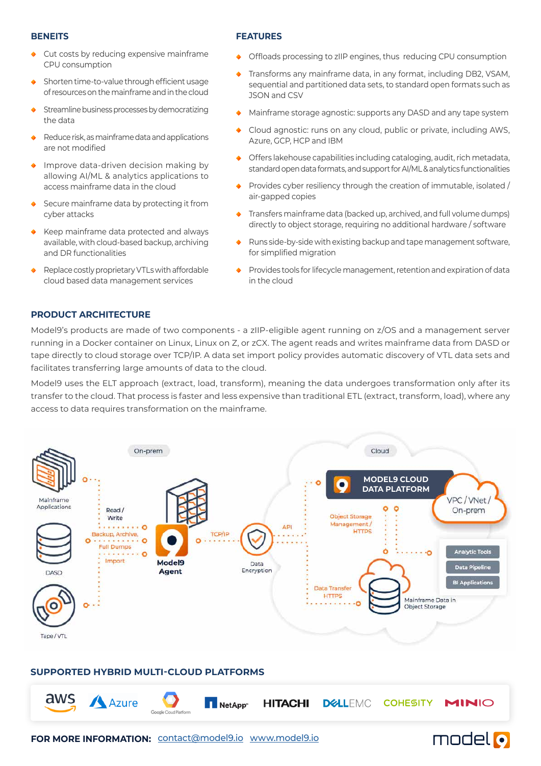## BENEITS

- Cut costs by reducing expensive mainframe CPU consumption
- Shorten time-to-value through efficient usage of resources on the mainframe and in the cloud
- Streamline business processes by democratizing the data
- Reduce risk, as mainframe data and applications are not modified
- Improve data-driven decision making by allowing AI/ML & analytics applications to access mainframe data in the cloud
- Secure mainframe data by protecting it from cyber attacks
- Keep mainframe data protected and always available, with cloud-based backup, archiving and DR functionalities
- Replace costly proprietary VTLs with affordable cloud based data management services

## FEATURES

- Offloads processing to zIIP engines, thus reducing CPU consumption
- Transforms any mainframe data, in any format, including DB2, VSAM, sequential and partitioned data sets, to standard open formats such as JSON and CSV
- Mainframe storage agnostic: supports any DASD and any tape system
- Cloud agnostic: runs on any cloud, public or private, including AWS, Azure, GCP, HCP and IBM
- Offers lakehouse capabilities including cataloging, audit, rich metadata, standard open data formats, and support for AI/ML & analytics functionalities
- Provides cyber resiliency through the creation of immutable, isolated / air-gapped copies
- Transfers mainframe data (backed up, archived, and full volume dumps) directly to object storage, requiring no additional hardware / software
- Runs side-by-side with existing backup and tape management software, for simplified migration
- Provides tools for lifecycle management, retention and expiration of data in the cloud

## PRODUCT ARCHITECTURE

Model9's products are made of two components - a zIIP-eligible agent running on z/OS and a management server running in a Docker container on Linux, Linux on Z, or zCX. The agent reads and writes mainframe data from DASD or tape directly to cloud storage over TCP/IP. A data set import policy provides automatic discovery of VTL data sets and facilitates transferring large amounts of data to the cloud.

Model9 uses the ELT approach (extract, load, transform), meaning the data undergoes transformation only after its transfer to the cloud. That process is faster and less expensive than traditional ETL (extract, transform, load), where any access to data requires transformation on the mainframe.

On-prem
Cloud
Mainframe Applications
DASD
Tape / VTL
Read / Write
Backup, Archive,
Full Dumps
Import
Model9 Agent
TCP/IP
Data Encryption
API
MODEL9 CLOUD DATA PLATFORM
VPC / VNet / On-prem
Object Storage Management / HTTPS
Data Transfer HTTPS
Mainframe Data in Object Storage
Analytic Tools
Data Pipeline
BI Applications

## SUPPORTED HYBRID MULTI-CLOUD PLATFORMS

aws | Azure | Google Cloud Platform | NetApp | HITACHI | DELL EMC | COHESITY | MINIO

**FOR MORE INFORMATION:** contact@model9.io www.model9.io

model9